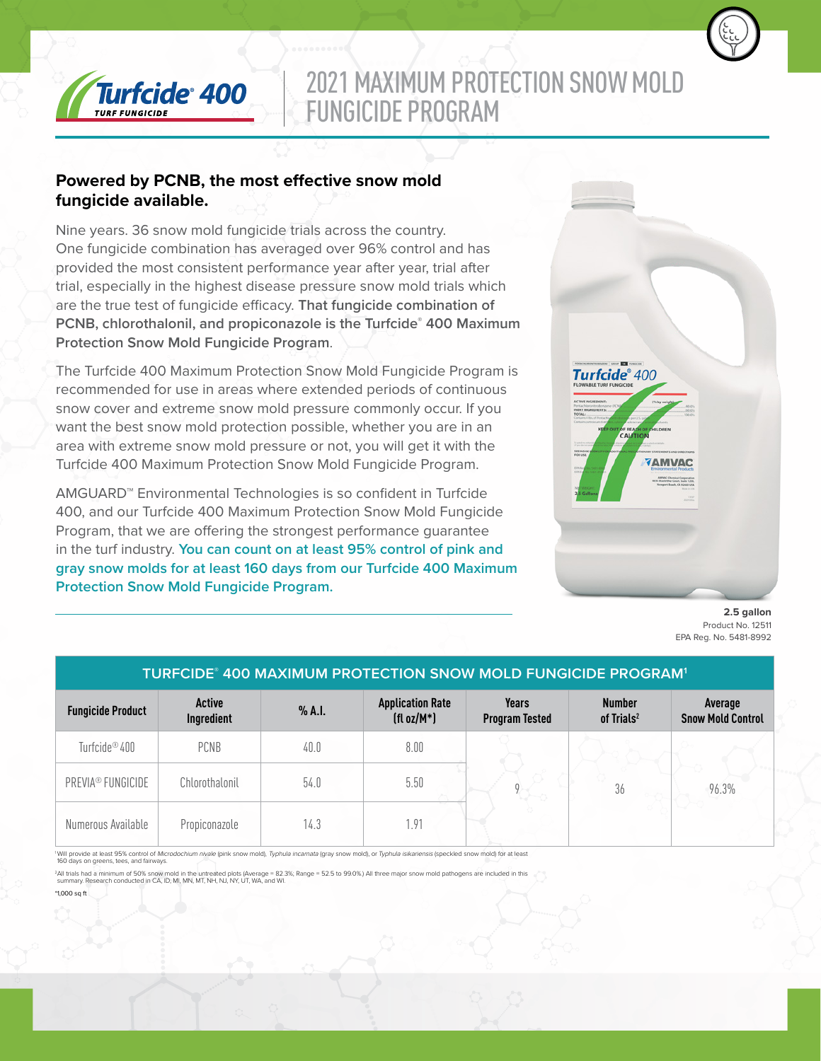**Turfcide® 400** TURF FUNGICIDE

# 2021 MAXIMUM PROTECTION SNOW MOLD FUNGICIDE PROGRAM

## Powered by PCNB, the most effective snow mold fungicide available.

Nine years. 36 snow mold fungicide trials across the country. One fungicide combination has averaged over 96% control and has provided the most consistent performance year after year, trial after trial, especially in the highest disease pressure snow mold trials which are the true test of fungicide efficacy. **That fungicide combination of PCNB, chlorothalonil, and propiconazole is the Turfcide® 400 Maximum Protection Snow Mold Fungicide Program**.

The Turfcide 400 Maximum Protection Snow Mold Fungicide Program is recommended for use in areas where extended periods of continuous snow cover and extreme snow mold pressure commonly occur. If you want the best snow mold protection possible, whether you are in an area with extreme snow mold pressure or not, you will get it with the Turfcide 400 Maximum Protection Snow Mold Fungicide Program.

AMGUARD™ Environmental Technologies is so confident in Turfcide 400, and our Turfcide 400 Maximum Protection Snow Mold Fungicide Program, that we are offering the strongest performance guarantee in the turf industry. **You can count on at least 95% control of pink and gray snow molds for at least 160 days from our Turfcide 400 Maximum Protection Snow Mold Fungicide Program.**

**2.5 gallon**
Product No. 12511
EPA Reg. No. 5481-8992

**TURFCIDE® 400 MAXIMUM PROTECTION SNOW MOLD FUNGICIDE PROGRAM[1]**

| Fungicide Product | Active Ingredient | % A.I. | Application Rate (fl oz/M*) | Years Program Tested | Number of Trials[2] | Average Snow Mold Control |
|---|---|---|---|---|---|---|
| Turfcide® 400 | PCNB | 40.0 | 8.00 | 9 | 36 | 96.3% |
| PREVIA® FUNGICIDE | Chlorothalonil | 54.0 | 5.50 | | | |
| Numerous Available | Propiconazole | 14.3 | 1.91 | | | |

[1]Will provide at least 95% control of *Microdochium nivale* (pink snow mold), *Typhula incarnata* (gray snow mold), or *Typhula isikariensis* (speckled snow mold) for at least 160 days on greens, tees, and fairways.

[2]All trials had a minimum of 50% snow mold in the untreated plots (Average = 82.3%; Range = 52.5 to 99.0%.) All three major snow mold pathogens are included in this summary. Research conducted in CA, ID, MI, MN, MT, NH, NJ, NY, UT, WA, and WI.

*1,000 sq ft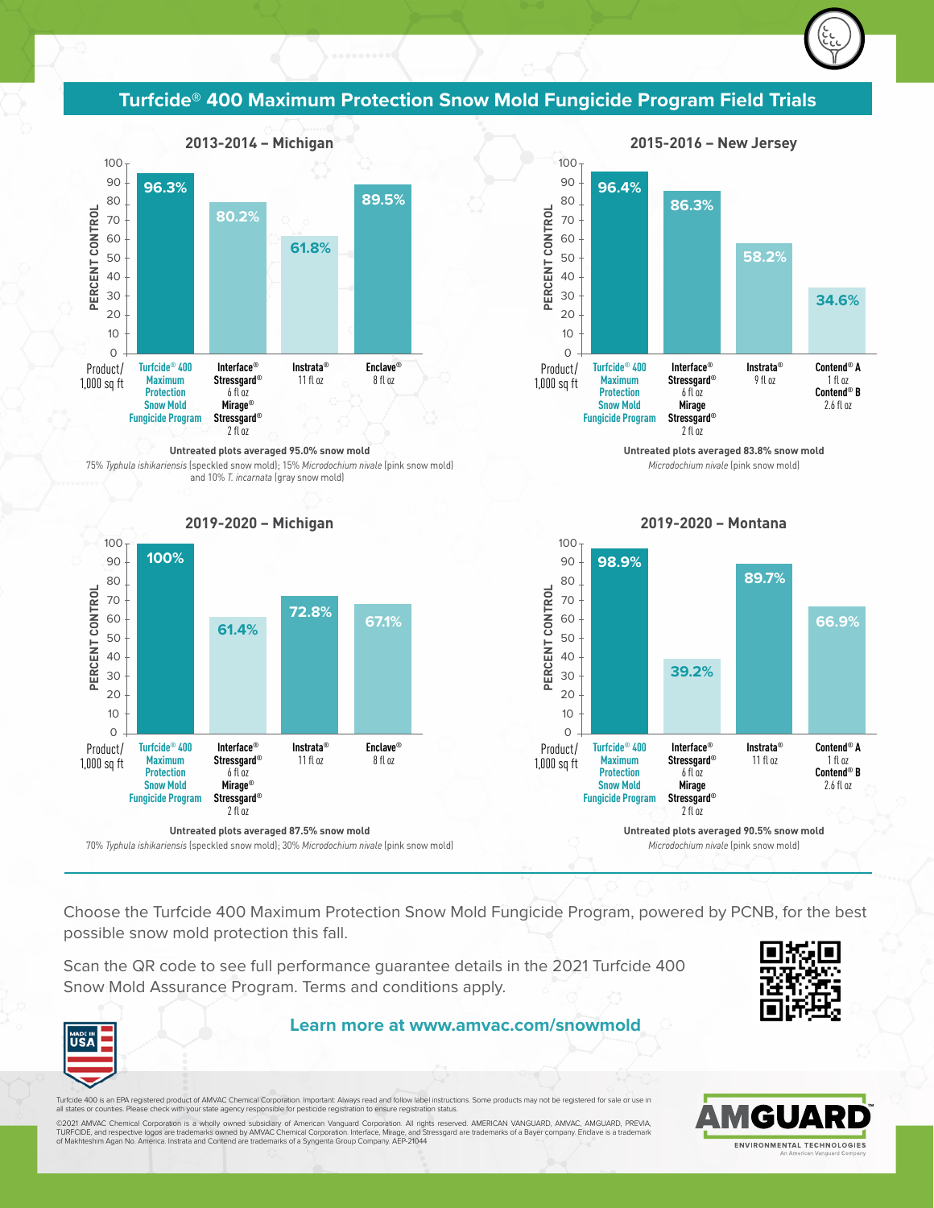## Turfcide® 400 Maximum Protection Snow Mold Fungicide Program Field Trials

### 2013-2014 – Michigan

PERCENT CONTROL

100, 90, 80, 70, 60, 50, 40, 30, 20, 10, 0

96.3%
80.2%
61.8%
89.5%

Product/ 1,000 sq ft

Turfcide® 400 Maximum Protection Snow Mold Fungicide Program

Interface® Stressgard® 6 fl oz Mirage® Stressgard® 2 fl oz

Instrata® 11 fl oz

Enclave® 8 fl oz

**Untreated plots averaged 95.0% snow mold**

75% *Typhula ishikariensis* (speckled snow mold); 15% *Microdochium nivale* (pink snow mold) and 10% *T. incarnata* (gray snow mold)

### 2015-2016 – New Jersey

PERCENT CONTROL

100, 90, 80, 70, 60, 50, 40, 30, 20, 10, 0

96.4%
86.3%
58.2%
34.6%

Product/ 1,000 sq ft

Turfcide® 400 Maximum Protection Snow Mold Fungicide Program

Interface® Stressgard® 6 fl oz Mirage Stressgard® 2 fl oz

Instrata® 9 fl oz

Contend® A 1 fl oz Contend® B 2.6 fl oz

**Untreated plots averaged 83.8% snow mold**

*Microdochium nivale* (pink snow mold)

### 2019-2020 – Michigan

PERCENT CONTROL

100, 90, 80, 70, 60, 50, 40, 30, 20, 10, 0

100%
61.4%
72.8%
67.1%

Product/ 1,000 sq ft

Turfcide® 400 Maximum Protection Snow Mold Fungicide Program

Interface® Stressgard® 6 fl oz Mirage® Stressgard® 2 fl oz

Instrata® 11 fl oz

Enclave® 8 fl oz

**Untreated plots averaged 87.5% snow mold**

70% *Typhula ishikariensis* (speckled snow mold); 30% *Microdochium nivale* (pink snow mold)

### 2019-2020 – Montana

PERCENT CONTROL

100, 90, 80, 70, 60, 50, 40, 30, 20, 10, 0

98.9%
39.2%
89.7%
66.9%

Product/ 1,000 sq ft

Turfcide® 400 Maximum Protection Snow Mold Fungicide Program

Interface® Stressgard® 6 fl oz Mirage Stressgard® 2 fl oz

Instrata® 11 fl oz

Contend® A 1 fl oz Contend® B 2.6 fl oz

**Untreated plots averaged 90.5% snow mold**

*Microdochium nivale* (pink snow mold)

---

Choose the Turfcide 400 Maximum Protection Snow Mold Fungicide Program, powered by PCNB, for the best possible snow mold protection this fall.

Scan the QR code to see full performance guarantee details in the 2021 Turfcide 400 Snow Mold Assurance Program. Terms and conditions apply.

**Learn more at www.amvac.com/snowmold**

MADE IN USA

Turfcide 400 is an EPA registered product of AMVAC Chemical Corporation. Important: Always read and follow label instructions. Some products may not be registered for sale or use in all states or counties. Please check with your state agency responsible for pesticide registration to ensure registration status.

©2021 AMVAC Chemical Corporation is a wholly owned subsidiary of American Vanguard Corporation. All rights reserved. AMERICAN VANGUARD, AMVAC, AMGUARD, PREVIA, TURFCIDE, and respective logos are trademarks owned by AMVAC Chemical Corporation. Interface, Mirage, and Stressgard are trademarks of a Bayer company. Enclave is a trademark of Makhteshim Agan No. America. Instrata and Contend are trademarks of a Syngenta Group Company. AEP-21044

AMGUARD™ ENVIRONMENTAL TECHNOLOGIES An American Vanguard Company